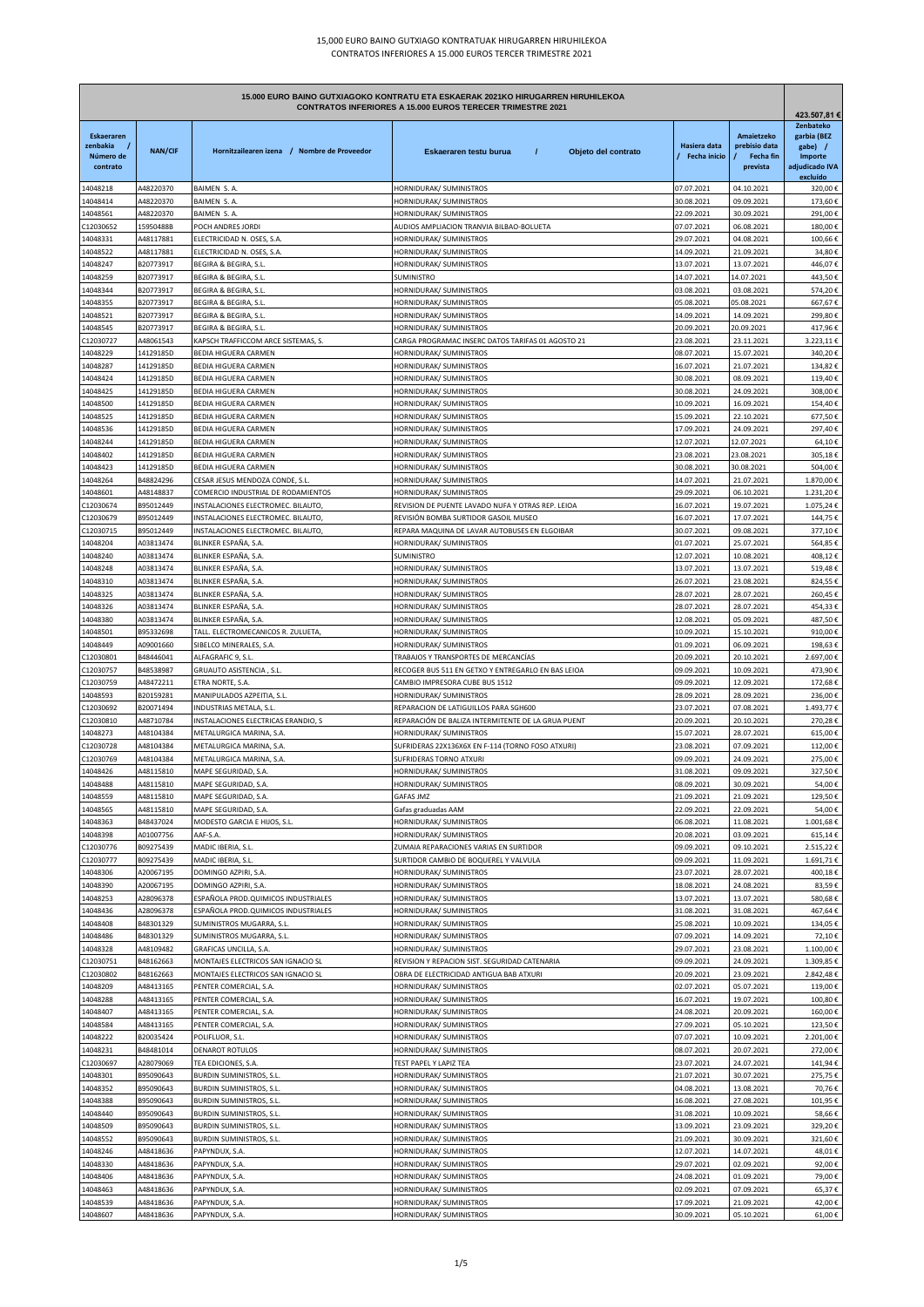15,000 EURO BAINO GUTXIAGO KONTRATUAK HIRUGARREN HIRUHILEKOA
CONTRATOS INFERIORES A 15.000 EUROS TERCER TRIMESTRE 2021

| 15.000 EURO BAINO GUTXIAGOKO KONTRATU ETA ESKAERAK 2021KO HIRUGARREN HIRUHILEKOA CONTRATOS INFERIORES A 15.000 EUROS TERECER TRIMESTRE 2021 | | | | | | 423.507,81 € |
|---|---|---|---|---|---|---|
| Eskaeraren zenbakia / Número de contrato | NAN/CIF | Hornitzailearen izena / Nombre de Proveedor | Eskaeraren testu burua / Objeto del contrato | Hasiera data / Fecha inicio | Amaietzeko prebisio data / Fecha fin prevista | Zenbateko garbia (BEZ gabe) / Importe adjudicado IVA excluído |
| 14048218 | A48220370 | BAIMEN S. A. | HORNIDURAK/ SUMINISTROS | 07.07.2021 | 04.10.2021 | 320,00 € |
| 14048414 | A48220370 | BAIMEN S. A. | HORNIDURAK/ SUMINISTROS | 30.08.2021 | 09.09.2021 | 173,60 € |
| 14048561 | A48220370 | BAIMEN S. A. | HORNIDURAK/ SUMINISTROS | 22.09.2021 | 30.09.2021 | 291,00 € |
| C12030652 | 15950488B | POCH ANDRES JORDI | AUDIOS AMPLIACION TRANVIA BILBAO-BOLUETA | 07.07.2021 | 06.08.2021 | 180,00 € |
| 14048331 | A48117881 | ELECTRICIDAD N. OSES, S.A. | HORNIDURAK/ SUMINISTROS | 29.07.2021 | 04.08.2021 | 100,66 € |
| 14048522 | A48117881 | ELECTRICIDAD N. OSES, S.A. | HORNIDURAK/ SUMINISTROS | 14.09.2021 | 21.09.2021 | 34,80 € |
| 14048247 | B20773917 | BEGIRA & BEGIRA, S.L. | HORNIDURAK/ SUMINISTROS | 13.07.2021 | 13.07.2021 | 446,07 € |
| 14048259 | B20773917 | BEGIRA & BEGIRA, S.L. | SUMINISTRO | 14.07.2021 | 14.07.2021 | 443,50 € |
| 14048344 | B20773917 | BEGIRA & BEGIRA, S.L. | HORNIDURAK/ SUMINISTROS | 03.08.2021 | 03.08.2021 | 574,20 € |
| 14048355 | B20773917 | BEGIRA & BEGIRA, S.L. | HORNIDURAK/ SUMINISTROS | 05.08.2021 | 05.08.2021 | 667,67 € |
| 14048521 | B20773917 | BEGIRA & BEGIRA, S.L. | HORNIDURAK/ SUMINISTROS | 14.09.2021 | 14.09.2021 | 299,80 € |
| 14048545 | B20773917 | BEGIRA & BEGIRA, S.L. | HORNIDURAK/ SUMINISTROS | 20.09.2021 | 20.09.2021 | 417,96 € |
| C12030727 | A48061543 | KAPSCH TRAFFICCOM ARCE SISTEMAS, S. | CARGA PROGRAMAC INSERC DATOS TARIFAS 01 AGOSTO 21 | 23.08.2021 | 23.11.2021 | 3.223,11 € |
| 14048229 | 14129185D | BEDIA HIGUERA CARMEN | HORNIDURAK/ SUMINISTROS | 08.07.2021 | 15.07.2021 | 340,20 € |
| 14048287 | 14129185D | BEDIA HIGUERA CARMEN | HORNIDURAK/ SUMINISTROS | 16.07.2021 | 21.07.2021 | 134,82 € |
| 14048424 | 14129185D | BEDIA HIGUERA CARMEN | HORNIDURAK/ SUMINISTROS | 30.08.2021 | 08.09.2021 | 119,40 € |
| 14048425 | 14129185D | BEDIA HIGUERA CARMEN | HORNIDURAK/ SUMINISTROS | 30.08.2021 | 24.09.2021 | 308,00 € |
| 14048500 | 14129185D | BEDIA HIGUERA CARMEN | HORNIDURAK/ SUMINISTROS | 10.09.2021 | 16.09.2021 | 154,40 € |
| 14048525 | 14129185D | BEDIA HIGUERA CARMEN | HORNIDURAK/ SUMINISTROS | 15.09.2021 | 22.10.2021 | 677,50 € |
| 14048536 | 14129185D | BEDIA HIGUERA CARMEN | HORNIDURAK/ SUMINISTROS | 17.09.2021 | 24.09.2021 | 297,40 € |
| 14048244 | 14129185D | BEDIA HIGUERA CARMEN | HORNIDURAK/ SUMINISTROS | 12.07.2021 | 12.07.2021 | 64,10 € |
| 14048402 | 14129185D | BEDIA HIGUERA CARMEN | HORNIDURAK/ SUMINISTROS | 23.08.2021 | 23.08.2021 | 305,18 € |
| 14048423 | 14129185D | BEDIA HIGUERA CARMEN | HORNIDURAK/ SUMINISTROS | 30.08.2021 | 30.08.2021 | 504,00 € |
| 14048264 | B48824296 | CESAR JESUS MENDOZA CONDE, S.L. | HORNIDURAK/ SUMINISTROS | 14.07.2021 | 21.07.2021 | 1.870,00 € |
| 14048601 | A48148837 | COMERCIO INDUSTRIAL DE RODAMIENTOS | HORNIDURAK/ SUMINISTROS | 29.09.2021 | 06.10.2021 | 1.231,20 € |
| C12030674 | B95012449 | INSTALACIONES ELECTROMEC. BILAUTO, | REVISION DE PUENTE LAVADO NUFA Y OTRAS REP. LEIOA | 16.07.2021 | 19.07.2021 | 1.075,24 € |
| C12030679 | B95012449 | INSTALACIONES ELECTROMEC. BILAUTO, | REVISIÓN BOMBA SURTIDOR GASOIL MUSEO | 16.07.2021 | 17.07.2021 | 144,75 € |
| C12030715 | B95012449 | INSTALACIONES ELECTROMEC. BILAUTO, | REPARA MAQUINA DE LAVAR AUTOBUSES EN ELGOIBAR | 30.07.2021 | 09.08.2021 | 377,10 € |
| 14048204 | A03813474 | BLINKER ESPAÑA, S.A. | HORNIDURAK/ SUMINISTROS | 01.07.2021 | 25.07.2021 | 564,85 € |
| 14048240 | A03813474 | BLINKER ESPAÑA, S.A. | SUMINISTRO | 12.07.2021 | 10.08.2021 | 408,12 € |
| 14048248 | A03813474 | BLINKER ESPAÑA, S.A. | HORNIDURAK/ SUMINISTROS | 13.07.2021 | 13.07.2021 | 519,48 € |
| 14048310 | A03813474 | BLINKER ESPAÑA, S.A. | HORNIDURAK/ SUMINISTROS | 26.07.2021 | 23.08.2021 | 824,55 € |
| 14048325 | A03813474 | BLINKER ESPAÑA, S.A. | HORNIDURAK/ SUMINISTROS | 28.07.2021 | 28.07.2021 | 260,45 € |
| 14048326 | A03813474 | BLINKER ESPAÑA, S.A. | HORNIDURAK/ SUMINISTROS | 28.07.2021 | 28.07.2021 | 454,33 € |
| 14048380 | A03813474 | BLINKER ESPAÑA, S.A. | HORNIDURAK/ SUMINISTROS | 12.08.2021 | 05.09.2021 | 487,50 € |
| 14048501 | B95332698 | TALL. ELECTROMECANICOS R. ZULUETA, | HORNIDURAK/ SUMINISTROS | 10.09.2021 | 15.10.2021 | 910,00 € |
| 14048449 | A09001660 | SIBELCO MINERALES, S.A. | HORNIDURAK/ SUMINISTROS | 01.09.2021 | 06.09.2021 | 198,63 € |
| C12030801 | B48446041 | ALFAGRAFIC 9, S.L. | TRABAJOS Y TRANSPORTES DE MERCANCÍAS | 20.09.2021 | 20.10.2021 | 2.697,00 € |
| C12030757 | B48538987 | GRUAUTO ASISTENCIA , S.L. | RECOGER BUS 511 EN GETXO Y ENTREGARLO EN BAS LEIOA | 09.09.2021 | 10.09.2021 | 473,90 € |
| C12030759 | A48472211 | ETRA NORTE, S.A. | CAMBIO IMPRESORA CUBE BUS 1512 | 09.09.2021 | 12.09.2021 | 172,68 € |
| 14048593 | B20159281 | MANIPULADOS AZPEITIA, S.L. | HORNIDURAK/ SUMINISTROS | 28.09.2021 | 28.09.2021 | 236,00 € |
| C12030692 | B20071494 | INDUSTRIAS METALA, S.L. | REPARACION DE LATIGUILLOS PARA SGH600 | 23.07.2021 | 07.08.2021 | 1.493,77 € |
| C12030810 | A48710784 | INSTALACIONES ELECTRICAS ERANDIO, S | REPARACIÓN DE BALIZA INTERMITENTE DE LA GRUA PUENT | 20.09.2021 | 20.10.2021 | 270,28 € |
| 14048273 | A48104384 | METALURGICA MARINA, S.A. | HORNIDURAK/ SUMINISTROS | 15.07.2021 | 28.07.2021 | 615,00 € |
| C12030728 | A48104384 | METALURGICA MARINA, S.A. | SUFRIDERAS 22X136X6X EN F-114 (TORNO FOSO ATXURI) | 23.08.2021 | 07.09.2021 | 112,00 € |
| C12030769 | A48104384 | METALURGICA MARINA, S.A. | SUFRIDERAS TORNO ATXURI | 09.09.2021 | 24.09.2021 | 275,00 € |
| 14048426 | A48115810 | MAPE SEGURIDAD, S.A. | HORNIDURAK/ SUMINISTROS | 31.08.2021 | 09.09.2021 | 327,50 € |
| 14048488 | A48115810 | MAPE SEGURIDAD, S.A. | HORNIDURAK/ SUMINISTROS | 08.09.2021 | 30.09.2021 | 54,00 € |
| 14048559 | A48115810 | MAPE SEGURIDAD, S.A. | GAFAS JMZ | 21.09.2021 | 21.09.2021 | 129,50 € |
| 14048565 | A48115810 | MAPE SEGURIDAD, S.A. | Gafas graduadas AAM | 22.09.2021 | 22.09.2021 | 54,00 € |
| 14048363 | B48437024 | MODESTO GARCIA E HIJOS, S.L. | HORNIDURAK/ SUMINISTROS | 06.08.2021 | 11.08.2021 | 1.001,68 € |
| 14048398 | A01007756 | AAF-S.A. | HORNIDURAK/ SUMINISTROS | 20.08.2021 | 03.09.2021 | 615,14 € |
| C12030776 | B09275439 | MADIC IBERIA, S.L. | ZUMAIA REPARACIONES VARIAS EN SURTIDOR | 09.09.2021 | 09.10.2021 | 2.515,22 € |
| C12030777 | B09275439 | MADIC IBERIA, S.L. | SURTIDOR CAMBIO DE BOQUEREL Y VALVULA | 09.09.2021 | 11.09.2021 | 1.691,71 € |
| 14048306 | A20067195 | DOMINGO AZPIRI, S.A. | HORNIDURAK/ SUMINISTROS | 23.07.2021 | 28.07.2021 | 400,18 € |
| 14048390 | A20067195 | DOMINGO AZPIRI, S.A. | HORNIDURAK/ SUMINISTROS | 18.08.2021 | 24.08.2021 | 83,59 € |
| 14048253 | A28096378 | ESPAÑOLA PROD.QUIMICOS INDUSTRIALES | HORNIDURAK/ SUMINISTROS | 13.07.2021 | 13.07.2021 | 580,68 € |
| 14048436 | A28096378 | ESPAÑOLA PROD.QUIMICOS INDUSTRIALES | HORNIDURAK/ SUMINISTROS | 31.08.2021 | 31.08.2021 | 467,64 € |
| 14048408 | B48301329 | SUMINISTROS MUGARRA, S.L. | HORNIDURAK/ SUMINISTROS | 25.08.2021 | 10.09.2021 | 134,05 € |
| 14048486 | B48301329 | SUMINISTROS MUGARRA, S.L. | HORNIDURAK/ SUMINISTROS | 07.09.2021 | 14.09.2021 | 72,10 € |
| 14048328 | A48109482 | GRAFICAS UNCILLA, S.A. | HORNIDURAK/ SUMINISTROS | 29.07.2021 | 23.08.2021 | 1.100,00 € |
| C12030751 | B48162663 | MONTAJES ELECTRICOS SAN IGNACIO SL | REVISION Y REPACION SIST. SEGURIDAD CATENARIA | 09.09.2021 | 24.09.2021 | 1.309,85 € |
| C12030802 | B48162663 | MONTAJES ELECTRICOS SAN IGNACIO SL | OBRA DE ELECTRICIDAD ANTIGUA BAB ATXURI | 20.09.2021 | 23.09.2021 | 2.842,48 € |
| 14048209 | A48413165 | PENTER COMERCIAL, S.A. | HORNIDURAK/ SUMINISTROS | 02.07.2021 | 05.07.2021 | 119,00 € |
| 14048288 | A48413165 | PENTER COMERCIAL, S.A. | HORNIDURAK/ SUMINISTROS | 16.07.2021 | 19.07.2021 | 100,80 € |
| 14048407 | A48413165 | PENTER COMERCIAL, S.A. | HORNIDURAK/ SUMINISTROS | 24.08.2021 | 20.09.2021 | 160,00 € |
| 14048584 | A48413165 | PENTER COMERCIAL, S.A. | HORNIDURAK/ SUMINISTROS | 27.09.2021 | 05.10.2021 | 123,50 € |
| 14048222 | B20035424 | POLIFLUOR, S.L. | HORNIDURAK/ SUMINISTROS | 07.07.2021 | 10.09.2021 | 2.201,00 € |
| 14048231 | B48481014 | DENAROT ROTULOS | HORNIDURAK/ SUMINISTROS | 08.07.2021 | 20.07.2021 | 272,00 € |
| C12030697 | A28079069 | TEA EDICIONES, S.A. | TEST PAPEL Y LAPIZ TEA | 23.07.2021 | 24.07.2021 | 141,94 € |
| 14048301 | B95090643 | BURDIN SUMINISTROS, S.L. | HORNIDURAK/ SUMINISTROS | 21.07.2021 | 30.07.2021 | 275,75 € |
| 14048352 | B95090643 | BURDIN SUMINISTROS, S.L. | HORNIDURAK/ SUMINISTROS | 04.08.2021 | 13.08.2021 | 70,76 € |
| 14048388 | B95090643 | BURDIN SUMINISTROS, S.L. | HORNIDURAK/ SUMINISTROS | 16.08.2021 | 27.08.2021 | 101,95 € |
| 14048440 | B95090643 | BURDIN SUMINISTROS, S.L. | HORNIDURAK/ SUMINISTROS | 31.08.2021 | 10.09.2021 | 58,66 € |
| 14048509 | B95090643 | BURDIN SUMINISTROS, S.L. | HORNIDURAK/ SUMINISTROS | 13.09.2021 | 23.09.2021 | 329,20 € |
| 14048552 | B95090643 | BURDIN SUMINISTROS, S.L. | HORNIDURAK/ SUMINISTROS | 21.09.2021 | 30.09.2021 | 321,60 € |
| 14048246 | A48418636 | PAPYNDUX, S.A. | HORNIDURAK/ SUMINISTROS | 12.07.2021 | 14.07.2021 | 48,01 € |
| 14048330 | A48418636 | PAPYNDUX, S.A. | HORNIDURAK/ SUMINISTROS | 29.07.2021 | 02.09.2021 | 92,00 € |
| 14048406 | A48418636 | PAPYNDUX, S.A. | HORNIDURAK/ SUMINISTROS | 24.08.2021 | 01.09.2021 | 79,00 € |
| 14048463 | A48418636 | PAPYNDUX, S.A. | HORNIDURAK/ SUMINISTROS | 02.09.2021 | 07.09.2021 | 65,37 € |
| 14048539 | A48418636 | PAPYNDUX, S.A. | HORNIDURAK/ SUMINISTROS | 17.09.2021 | 21.09.2021 | 42,00 € |
| 14048607 | A48418636 | PAPYNDUX, S.A. | HORNIDURAK/ SUMINISTROS | 30.09.2021 | 05.10.2021 | 61,00 € |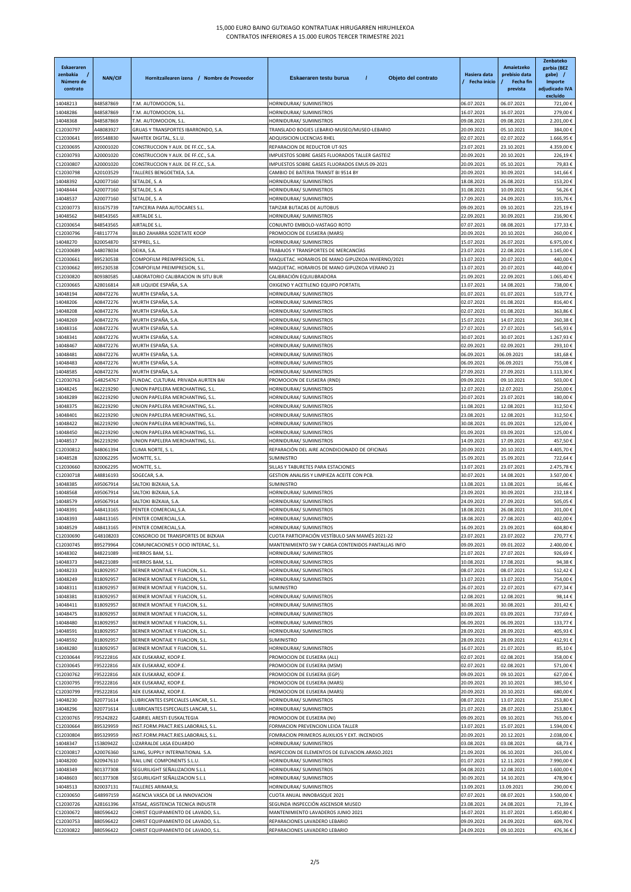# 15,000 EURO BAINO GUTXIAGO KONTRATUAK HIRUGARREN HIRUHILEKOA
# CONTRATOS INFERIORES A 15.000 EUROS TERCER TRIMESTRE 2021

| Eskaeraren zenbakia / Número de contrato | NAN/CIF | Hornitzailearen izena / Nombre de Proveedor | Eskaeraren testu burua / Objeto del contrato | Hasiera data / Fecha inicio | Amaietzeko prebisio data / Fecha fin prevista | Zenbateko garbia (BEZ gabe) / Importe adjudicado IVA excluido |
|---|---|---|---|---|---|---|
| 14048213 | B48587869 | T.M. AUTOMOCION, S.L. | HORNIDURAK/ SUMINISTROS | 06.07.2021 | 06.07.2021 | 721,00 € |
| 14048286 | B48587869 | T.M. AUTOMOCION, S.L. | HORNIDURAK/ SUMINISTROS | 16.07.2021 | 16.07.2021 | 279,00 € |
| 14048368 | B48587869 | T.M. AUTOMOCION, S.L. | HORNIDURAK/ SUMINISTROS | 09.08.2021 | 09.08.2021 | 2.201,00 € |
| C12030797 | A48083927 | GRUAS Y TRANSPORTES IBARRONDO, S.A. | TRANSLADO BOGIES LEBARIO-MUSEO/MUSEO-LEBARIO | 20.09.2021 | 05.10.2021 | 384,00 € |
| C12030641 | B95548830 | NAHITEK DIGITAL, S.L.U. | ADQUISICION LICENCIAS RHEL | 02.07.2021 | 02.07.2022 | 1.666,95 € |
| C12030695 | A20001020 | CONSTRUCCION Y AUX. DE FF.CC., S.A. | REPARACION DE REDUCTOR UT-925 | 23.07.2021 | 23.10.2021 | 4.359,00 € |
| C12030793 | A20001020 | CONSTRUCCION Y AUX. DE FF.CC., S.A. | IMPUESTOS SOBRE GASES FLUORADOS TALLER GASTEIZ | 20.09.2021 | 20.10.2021 | 226,19 € |
| C12030807 | A20001020 | CONSTRUCCION Y AUX. DE FF.CC., S.A. | IMPUESTOS SOBRE GASES FLUORADOS EMUS 09-2021 | 20.09.2021 | 05.10.2021 | 79,83 € |
| C12030798 | A20103529 | TALLERES BENGOETXEA, S.A. | CAMBIO DE BATERIA TRANSIT BI 9514 BY | 20.09.2021 | 30.09.2021 | 141,66 € |
| 14048392 | A20077160 | SETALDE, S. A | HORNIDURAK/ SUMINISTROS | 18.08.2021 | 26.08.2021 | 153,20 € |
| 14048444 | A20077160 | SETALDE, S. A | HORNIDURAK/ SUMINISTROS | 31.08.2021 | 10.09.2021 | 56,26 € |
| 14048537 | A20077160 | SETALDE, S. A | HORNIDURAK/ SUMINISTROS | 17.09.2021 | 24.09.2021 | 335,76 € |
| C12030773 | B31675739 | TAPICERIA PARA AUTOCARES S.L. | TAPIZAR BUTACAS DE AUTOBUS | 09.09.2021 | 09.10.2021 | 225,19 € |
| 14048562 | B48543565 | AIRTALDE S.L. | HORNIDURAK/ SUMINISTROS | 22.09.2021 | 30.09.2021 | 216,90 € |
| C12030654 | B48543565 | AIRTALDE S.L. | CONJUNTO EMBOLO-VASTAGO ROTO | 07.07.2021 | 08.08.2021 | 177,33 € |
| C12030796 | F48117774 | BILBO ZAHARRA SOZIETATE KOOP | PROMOCION DE EUSKERA (MARS) | 20.09.2021 | 20.10.2021 | 260,00 € |
| 14048270 | B20054870 | SEYPREL, S.L. | HORNIDURAK/ SUMINISTROS | 15.07.2021 | 26.07.2021 | 6.975,00 € |
| C12030689 | A48078034 | DEIKA, S.A. | TRABAJOS Y TRANSPORTES DE MERCANCÍAS | 23.07.2021 | 22.08.2021 | 1.145,00 € |
| C12030661 | B95230538 | COMPOFILM PREIMPRESION, S.L. | MAQUETAC. HORARIOS DE MANO GIPUZKOA INVIERNO/2021 | 13.07.2021 | 20.07.2021 | 440,00 € |
| C12030662 | B95230538 | COMPOFILM PREIMPRESION, S.L. | MAQUETAC. HORARIOS DE MANO GIPUZKOA VERANO 21 | 13.07.2021 | 20.07.2021 | 440,00 € |
| C12030820 | B09380585 | LABORATORIO CALIBRACION IN SITU BUR | CALIBRACIÓN EQUILIBRADORA | 21.09.2021 | 22.09.2021 | 1.065,40 € |
| C12030665 | A28016814 | AIR LIQUIDE ESPAÑA, S.A. | OXIGENO Y ACETILENO EQUIPO PORTATIL | 13.07.2021 | 14.08.2021 | 738,00 € |
| 14048194 | A08472276 | WURTH ESPAÑA, S.A. | HORNIDURAK/ SUMINISTROS | 01.07.2021 | 01.07.2021 | 519,77 € |
| 14048206 | A08472276 | WURTH ESPAÑA, S.A. | HORNIDURAK/ SUMINISTROS | 02.07.2021 | 01.08.2021 | 816,40 € |
| 14048208 | A08472276 | WURTH ESPAÑA, S.A. | HORNIDURAK/ SUMINISTROS | 02.07.2021 | 01.08.2021 | 363,86 € |
| 14048269 | A08472276 | WURTH ESPAÑA, S.A. | HORNIDURAK/ SUMINISTROS | 15.07.2021 | 14.07.2021 | 260,38 € |
| 14048316 | A08472276 | WURTH ESPAÑA, S.A. | HORNIDURAK/ SUMINISTROS | 27.07.2021 | 27.07.2021 | 545,93 € |
| 14048341 | A08472276 | WURTH ESPAÑA, S.A. | HORNIDURAK/ SUMINISTROS | 30.07.2021 | 30.07.2021 | 1.267,93 € |
| 14048467 | A08472276 | WURTH ESPAÑA, S.A. | HORNIDURAK/ SUMINISTROS | 02.09.2021 | 02.09.2021 | 293,10 € |
| 14048481 | A08472276 | WURTH ESPAÑA, S.A. | HORNIDURAK/ SUMINISTROS | 06.09.2021 | 06.09.2021 | 181,68 € |
| 14048483 | A08472276 | WURTH ESPAÑA, S.A. | HORNIDURAK/ SUMINISTROS | 06.09.2021 | 06.09.2021 | 755,08 € |
| 14048585 | A08472276 | WURTH ESPAÑA, S.A. | HORNIDURAK/ SUMINISTROS | 27.09.2021 | 27.09.2021 | 1.113,30 € |
| C12030763 | G48254767 | FUNDAC. CULTURAL PRIVADA AURTEN BAI | PROMOCION DE EUSKERA (RND) | 09.09.2021 | 09.10.2021 | 503,00 € |
| 14048245 | B62219290 | UNION PAPELERA MERCHANTING, S.L. | HORNIDURAK/ SUMINISTROS | 12.07.2021 | 12.07.2021 | 250,00 € |
| 14048289 | B62219290 | UNION PAPELERA MERCHANTING, S.L. | HORNIDURAK/ SUMINISTROS | 20.07.2021 | 23.07.2021 | 180,00 € |
| 14048375 | B62219290 | UNION PAPELERA MERCHANTING, S.L. | HORNIDURAK/ SUMINISTROS | 11.08.2021 | 12.08.2021 | 312,50 € |
| 14048401 | B62219290 | UNION PAPELERA MERCHANTING, S.L. | HORNIDURAK/ SUMINISTROS | 23.08.2021 | 12.08.2021 | 312,50 € |
| 14048422 | B62219290 | UNION PAPELERA MERCHANTING, S.L. | HORNIDURAK/ SUMINISTROS | 30.08.2021 | 01.09.2021 | 125,00 € |
| 14048450 | B62219290 | UNION PAPELERA MERCHANTING, S.L. | HORNIDURAK/ SUMINISTROS | 01.09.2021 | 03.09.2021 | 125,00 € |
| 14048517 | B62219290 | UNION PAPELERA MERCHANTING, S.L. | HORNIDURAK/ SUMINISTROS | 14.09.2021 | 17.09.2021 | 457,50 € |
| C12030812 | B48061394 | CLIMA NORTE, S. L. | REPARACIÓN DEL AIRE ACONDICIONADO DE OFICINAS | 20.09.2021 | 20.10.2021 | 4.405,70 € |
| 14048528 | B20062295 | MONTTE, S.L. | SUMINISTRO | 15.09.2021 | 15.09.2021 | 722,64 € |
| C12030660 | B20062295 | MONTTE, S.L. | SILLAS Y TABURETES PARA ESTACIONES | 13.07.2021 | 23.07.2021 | 2.475,78 € |
| C12030718 | A48816193 | SOGECAR, S.A. | GESTION ANALISIS Y LIMPIEZA ACEITE CON PCB. | 30.07.2021 | 14.08.2021 | 3.507,00 € |
| 14048385 | A95067914 | SALTOKI BIZKAIA, S.A. | SUMINISTRO | 13.08.2021 | 13.08.2021 | 16,46 € |
| 14048568 | A95067914 | SALTOKI BIZKAIA, S.A. | HORNIDURAK/ SUMINISTROS | 23.09.2021 | 30.09.2021 | 232,18 € |
| 14048579 | A95067914 | SALTOKI BIZKAIA, S.A. | HORNIDURAK/ SUMINISTROS | 24.09.2021 | 27.09.2021 | 505,05 € |
| 14048391 | A48413165 | PENTER COMERCIAL,S.A. | HORNIDURAK/ SUMINISTROS | 18.08.2021 | 26.08.2021 | 201,00 € |
| 14048393 | A48413165 | PENTER COMERCIAL,S.A. | HORNIDURAK/ SUMINISTROS | 18.08.2021 | 27.08.2021 | 402,00 € |
| 14048529 | A48413165 | PENTER COMERCIAL,S.A. | HORNIDURAK/ SUMINISTROS | 16.09.2021 | 23.09.2021 | 604,80 € |
| C12030690 | G48108203 | CONSORCIO DE TRANSPORTES DE BIZKAIA | CUOTA PARTICIPACIÓN VESTÍBULO SAN MAMÉS 2021-22 | 23.07.2021 | 23.07.2022 | 270,77 € |
| C12030745 | B95279964 | COMUNICACIONES Y OCIO INTERAC, S.L. | MANTENIMIENTO SW Y CARGA CONTENIDOS PANTALLAS INFO | 09.09.2021 | 09.01.2022 | 2.400,00 € |
| 14048302 | B48221089 | HIERROS BAM, S.L. | HORNIDURAK/ SUMINISTROS | 21.07.2021 | 27.07.2021 | 926,69 € |
| 14048373 | B48221089 | HIERROS BAM, S.L. | HORNIDURAK/ SUMINISTROS | 10.08.2021 | 17.08.2021 | 94,38 € |
| 14048233 | B18092957 | BERNER MONTAJE Y FIJACION, S.L. | HORNIDURAK/ SUMINISTROS | 08.07.2021 | 08.07.2021 | 512,42 € |
| 14048249 | B18092957 | BERNER MONTAJE Y FIJACION, S.L. | HORNIDURAK/ SUMINISTROS | 13.07.2021 | 13.07.2021 | 754,00 € |
| 14048311 | B18092957 | BERNER MONTAJE Y FIJACION, S.L. | SUMINISTRO | 26.07.2021 | 22.07.2021 | 677,34 € |
| 14048381 | B18092957 | BERNER MONTAJE Y FIJACION, S.L. | HORNIDURAK/ SUMINISTROS | 12.08.2021 | 12.08.2021 | 98,14 € |
| 14048411 | B18092957 | BERNER MONTAJE Y FIJACION, S.L. | HORNIDURAK/ SUMINISTROS | 30.08.2021 | 30.08.2021 | 201,42 € |
| 14048475 | B18092957 | BERNER MONTAJE Y FIJACION, S.L. | HORNIDURAK/ SUMINISTROS | 03.09.2021 | 03.09.2021 | 737,69 € |
| 14048480 | B18092957 | BERNER MONTAJE Y FIJACION, S.L. | HORNIDURAK/ SUMINISTROS | 06.09.2021 | 06.09.2021 | 133,77 € |
| 14048591 | B18092957 | BERNER MONTAJE Y FIJACION, S.L. | HORNIDURAK/ SUMINISTROS | 28.09.2021 | 28.09.2021 | 405,93 € |
| 14048592 | B18092957 | BERNER MONTAJE Y FIJACION, S.L. | SUMINISTRO | 28.09.2021 | 28.09.2021 | 412,91 € |
| 14048280 | B18092957 | BERNER MONTAJE Y FIJACION, S.L. | HORNIDURAK/ SUMINISTROS | 16.07.2021 | 21.07.2021 | 85,10 € |
| C12030644 | F95222816 | AEK EUSKARAZ, KOOP.E. | PROMOCION DE EUSKERA (ALL) | 02.07.2021 | 02.08.2021 | 358,00 € |
| C12030645 | F95222816 | AEK EUSKARAZ, KOOP.E. | PROMOCION DE EUSKERA (MSM) | 02.07.2021 | 02.08.2021 | 571,00 € |
| C12030762 | F95222816 | AEK EUSKARAZ, KOOP.E. | PROMOCION DE EUSKERA (EGP) | 09.09.2021 | 09.10.2021 | 627,00 € |
| C12030795 | F95222816 | AEK EUSKARAZ, KOOP.E. | PROMOCION DE EUSKERA (MARS) | 20.09.2021 | 20.10.2021 | 385,50 € |
| C12030799 | F95222816 | AEK EUSKARAZ, KOOP.E. | PROMOCION DE EUSKERA (MARS) | 20.09.2021 | 20.10.2021 | 680,00 € |
| 14048230 | B20771614 | LUBRICANTES ESPECIALES LANCAR, S.L. | HORNIDURAK/ SUMINISTROS | 08.07.2021 | 13.07.2021 | 253,80 € |
| 14048296 | B20771614 | LUBRICANTES ESPECIALES LANCAR, S.L. | HORNIDURAK/ SUMINISTROS | 21.07.2021 | 28.07.2021 | 253,80 € |
| C12030765 | F95242822 | GABRIEL ARESTI EUSKALTEGIA | PROMOCION DE EUSKERA (NI) | 09.09.2021 | 09.10.2021 | 765,00 € |
| C12030664 | B95329959 | INST.FORM.PRACT.RIES.LABORALS, S.L. | FORMACION PREVENCION LEIOA TALLER | 13.07.2021 | 15.07.2021 | 1.594,00 € |
| C12030804 | B95329959 | INST.FORM.PRACT.RIES.LABORALS, S.L. | FOMRACION PRIMEROS AUXILIOS Y EXT. INCENDIOS | 20.09.2021 | 20.12.2021 | 2.038,00 € |
| 14048347 | 15380942Z | LIZARRALDE LASA EDUARDO | HORNIDURAK/ SUMINISTROS | 03.08.2021 | 03.08.2021 | 68,73 € |
| C12030817 | A20076360 | SLING, SUPPLY INTERNATIONAL S.A. | INSPECCION DE ELEMENTOS DE ELEVACION.ARASO.2021 | 21.09.2021 | 06.10.2021 | 265,00 € |
| 14048200 | B20947610 | RAIL LINE COMPONENTS S.L.U. | HORNIDURAK/ SUMINISTROS | 01.07.2021 | 12.11.2021 | 7.990,00 € |
| 14048349 | B01377308 | SEGURILIGHT SEÑALIZACION S.L.L | HORNIDURAK/ SUMINISTROS | 04.08.2021 | 12.08.2021 | 1.600,00 € |
| 14048603 | B01377308 | SEGURILIGHT SEÑALIZACION S.L.L | HORNIDURAK/ SUMINISTROS | 30.09.2021 | 14.10.2021 | 478,90 € |
| 14048513 | B20037131 | TALLERES ARIMAR,SL | HORNIDURAK/ SUMINISTROS | 13.09.2021 | 13.09.2021 | 290,00 € |
| C12030650 | G48997159 | AGENCIA VASCA DE LA INNOVACION | CUOTA ANUAL INNOBASQUE 2021 | 07.07.2021 | 08.07.2021 | 3.500,00 € |
| C12030726 | A28161396 | ATISAE, ASISTENCIA TECNICA INDUSTR | SEGUNDA INSPECCIÓN ASCENSOR MUSEO | 23.08.2021 | 24.08.2021 | 71,39 € |
| C12030672 | B80596422 | CHRIST EQUIPAMIENTO DE LAVADO, S.L. | MANTENIMIENTO LAVADEROS JUNIO 2021 | 16.07.2021 | 31.07.2021 | 1.450,80 € |
| C12030753 | B80596422 | CHRIST EQUIPAMIENTO DE LAVADO, S.L. | REPARACIONES LAVADERO LEBARIO | 09.09.2021 | 24.09.2021 | 609,70 € |
| C12030822 | B80596422 | CHRIST EQUIPAMIENTO DE LAVADO, S.L. | REPARACIONES LAVADERO LEBARIO | 24.09.2021 | 09.10.2021 | 476,36 € |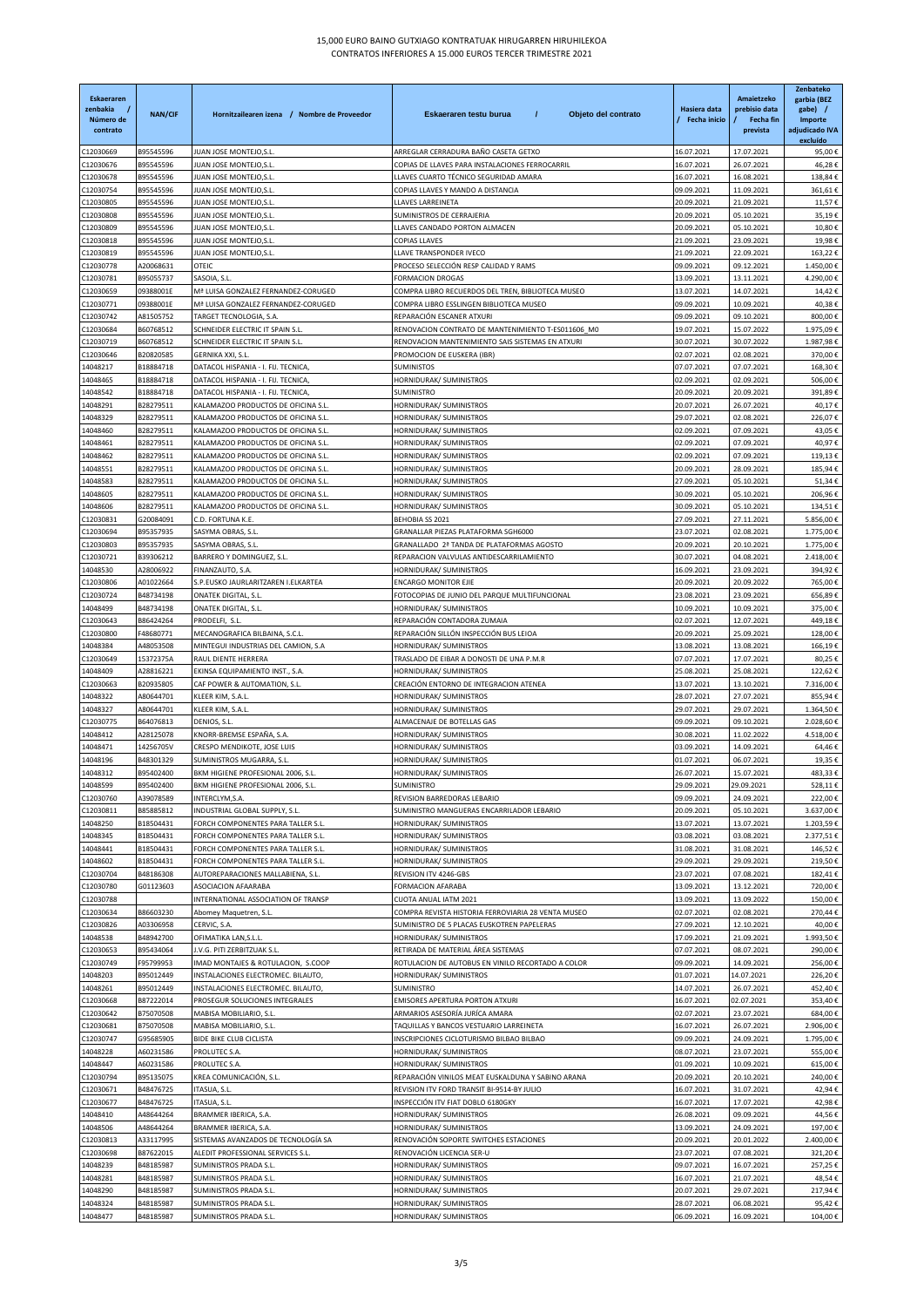15,000 EURO BAINO GUTXIAGO KONTRATUAK HIRUGARREN HIRUHILEKOA
CONTRATOS INFERIORES A 15.000 EUROS TERCER TRIMESTRE 2021

| Eskaeraren zenbakia / Número de contrato | NAN/CIF | Hornitzailearen izena / Nombre de Proveedor | Eskaeraren testu burua / Objeto del contrato | Hasiera data / Fecha inicio | Amaietzeko prebisio data / Fecha fin prevista | Zenbateko garbia (BEZ gabe) / Importe adjudicado IVA excluido |
|---|---|---|---|---|---|---|
| C12030669 | B95545596 | JUAN JOSE MONTEJO,S.L. | ARREGLAR CERRADURA BAÑO CASETA GETXO | 16.07.2021 | 17.07.2021 | 95,00 € |
| C12030676 | B95545596 | JUAN JOSE MONTEJO,S.L. | COPIAS DE LLAVES PARA INSTALACIONES FERROCARRIL | 16.07.2021 | 26.07.2021 | 46,28 € |
| C12030678 | B95545596 | JUAN JOSE MONTEJO,S.L. | LLAVES CUARTO TÉCNICO SEGURIDAD AMARA | 16.07.2021 | 16.08.2021 | 138,84 € |
| C12030754 | B95545596 | JUAN JOSE MONTEJO,S.L. | COPIAS LLAVES Y MANDO A DISTANCIA | 09.09.2021 | 11.09.2021 | 361,61 € |
| C12030805 | B95545596 | JUAN JOSE MONTEJO,S.L. | LLAVES LARREINETA | 20.09.2021 | 21.09.2021 | 11,57 € |
| C12030808 | B95545596 | JUAN JOSE MONTEJO,S.L. | SUMINISTROS DE CERRAJERIA | 20.09.2021 | 05.10.2021 | 35,19 € |
| C12030809 | B95545596 | JUAN JOSE MONTEJO,S.L. | LLAVES CANDADO PORTON ALMACEN | 20.09.2021 | 05.10.2021 | 10,80 € |
| C12030818 | B95545596 | JUAN JOSE MONTEJO,S.L. | COPIAS LLAVES | 21.09.2021 | 23.09.2021 | 19,98 € |
| C12030819 | B95545596 | JUAN JOSE MONTEJO,S.L. | LLAVE TRANSPONDER IVECO | 21.09.2021 | 22.09.2021 | 163,22 € |
| C12030778 | A20068631 | OTEIC | PROCESO SELECCIÓN RESP CALIDAD Y RAMS | 09.09.2021 | 09.12.2021 | 1.450,00 € |
| C12030781 | B95055737 | SASOIA, S.L. | FORMACION DROGAS | 13.09.2021 | 13.11.2021 | 4.290,00 € |
| C12030659 | 09388001E | Mª LUISA GONZALEZ FERNANDEZ-CORUGED | COMPRA LIBRO RECUERDOS DEL TREN, BIBLIOTECA MUSEO | 13.07.2021 | 14.07.2021 | 14,42 € |
| C12030771 | 09388001E | Mª LUISA GONZALEZ FERNANDEZ-CORUGED | COMPRA LIBRO ESSLINGEN BIBLIOTECA MUSEO | 09.09.2021 | 10.09.2021 | 40,38 € |
| C12030742 | A81505752 | TARGET TECNOLOGIA, S.A. | REPARACIÓN ESCANER ATXURI | 09.09.2021 | 09.10.2021 | 800,00 € |
| C12030684 | B60768512 | SCHNEIDER ELECTRIC IT SPAIN S.L. | RENOVACION CONTRATO DE MANTENIMIENTO T-ES011606_M0 | 19.07.2021 | 15.07.2022 | 1.975,09 € |
| C12030719 | B60768512 | SCHNEIDER ELECTRIC IT SPAIN S.L. | RENOVACION MANTENIMIENTO SAIS SISTEMAS EN ATXURI | 30.07.2021 | 30.07.2022 | 1.987,98 € |
| C12030646 | B20820585 | GERNIKA XXI, S.L. | PROMOCION DE EUSKERA (IBR) | 02.07.2021 | 02.08.2021 | 370,00 € |
| 14048217 | B18884718 | DATACOL HISPANIA - I. FIJ. TECNICA, | SUMINISTOS | 07.07.2021 | 07.07.2021 | 168,30 € |
| 14048465 | B18884718 | DATACOL HISPANIA - I. FIJ. TECNICA, | HORNIDURAK/ SUMINISTROS | 02.09.2021 | 02.09.2021 | 506,00 € |
| 14048542 | B18884718 | DATACOL HISPANIA - I. FIJ. TECNICA, | SUMINISTRO | 20.09.2021 | 20.09.2021 | 391,89 € |
| 14048291 | B28279511 | KALAMAZOO PRODUCTOS DE OFICINA S.L. | HORNIDURAK/ SUMINISTROS | 20.07.2021 | 26.07.2021 | 40,17 € |
| 14048329 | B28279511 | KALAMAZOO PRODUCTOS DE OFICINA S.L. | HORNIDURAK/ SUMINISTROS | 29.07.2021 | 02.08.2021 | 226,07 € |
| 14048460 | B28279511 | KALAMAZOO PRODUCTOS DE OFICINA S.L. | HORNIDURAK/ SUMINISTROS | 02.09.2021 | 07.09.2021 | 43,05 € |
| 14048461 | B28279511 | KALAMAZOO PRODUCTOS DE OFICINA S.L. | HORNIDURAK/ SUMINISTROS | 02.09.2021 | 07.09.2021 | 40,97 € |
| 14048462 | B28279511 | KALAMAZOO PRODUCTOS DE OFICINA S.L. | HORNIDURAK/ SUMINISTROS | 02.09.2021 | 07.09.2021 | 119,13 € |
| 14048551 | B28279511 | KALAMAZOO PRODUCTOS DE OFICINA S.L. | HORNIDURAK/ SUMINISTROS | 20.09.2021 | 28.09.2021 | 185,94 € |
| 14048583 | B28279511 | KALAMAZOO PRODUCTOS DE OFICINA S.L. | HORNIDURAK/ SUMINISTROS | 27.09.2021 | 05.10.2021 | 51,34 € |
| 14048605 | B28279511 | KALAMAZOO PRODUCTOS DE OFICINA S.L. | HORNIDURAK/ SUMINISTROS | 30.09.2021 | 05.10.2021 | 206,96 € |
| 14048606 | B28279511 | KALAMAZOO PRODUCTOS DE OFICINA S.L. | HORNIDURAK/ SUMINISTROS | 30.09.2021 | 05.10.2021 | 134,51 € |
| C12030831 | G20084091 | C.D. FORTUNA K.E. | BEHOBIA SS 2021 | 27.09.2021 | 27.11.2021 | 5.856,00 € |
| C12030694 | B95357935 | SASYMA OBRAS, S.L. | GRANALLAR PIEZAS PLATAFORMA SGH6000 | 23.07.2021 | 02.08.2021 | 1.775,00 € |
| C12030803 | B95357935 | SASYMA OBRAS, S.L. | GRANALLADO 2ª TANDA DE PLATAFORMAS AGOSTO | 20.09.2021 | 20.10.2021 | 1.775,00 € |
| C12030721 | B39306212 | BARRERO Y DOMINGUEZ, S.L. | REPARACION VALVULAS ANTIDESCARRILAMIENTO | 30.07.2021 | 04.08.2021 | 2.418,00 € |
| 14048530 | A28006922 | FINANZAUTO, S.A. | HORNIDURAK/ SUMINISTROS | 16.09.2021 | 23.09.2021 | 394,92 € |
| C12030806 | A01022664 | S.P.EUSKO JAURLARITZAREN I.ELKARTEA | ENCARGO MONITOR EJIE | 20.09.2021 | 20.09.2022 | 765,00 € |
| C12030724 | B48734198 | ONATEK DIGITAL, S.L. | FOTOCOPIAS DE JUNIO DEL PARQUE MULTIFUNCIONAL | 23.08.2021 | 23.09.2021 | 656,89 € |
| 14048499 | B48734198 | ONATEK DIGITAL, S.L. | HORNIDURAK/ SUMINISTROS | 10.09.2021 | 10.09.2021 | 375,00 € |
| C12030643 | B86424264 | PRODELFI, S.L. | REPARACIÓN CONTADORA ZUMAIA | 02.07.2021 | 12.07.2021 | 449,18 € |
| C12030800 | F48680771 | MECANOGRAFICA BILBAINA, S.C.L. | REPARACIÓN SILLÓN INSPECCIÓN BUS LEIOA | 20.09.2021 | 25.09.2021 | 128,00 € |
| 14048384 | A48053508 | MINTEGUI INDUSTRIAS DEL CAMION, S.A | HORNIDURAK/ SUMINISTROS | 13.08.2021 | 13.08.2021 | 166,19 € |
| C12030649 | 15372375A | RAUL DIENTE HERRERA | TRASLADO DE EIBAR A DONOSTI DE UNA P.M.R | 07.07.2021 | 17.07.2021 | 80,25 € |
| 14048409 | A28816221 | EKINSA EQUIPAMIENTO INST., S.A. | HORNIDURAK/ SUMINISTROS | 25.08.2021 | 25.08.2021 | 122,62 € |
| C12030663 | B20935805 | CAF POWER & AUTOMATION, S.L. | CREACIÓN ENTORNO DE INTEGRACION ATENEA | 13.07.2021 | 13.10.2021 | 7.316,00 € |
| 14048322 | A80644701 | KLEER KIM, S.A.L. | HORNIDURAK/ SUMINISTROS | 28.07.2021 | 27.07.2021 | 855,94 € |
| 14048327 | A80644701 | KLEER KIM, S.A.L. | HORNIDURAK/ SUMINISTROS | 29.07.2021 | 29.07.2021 | 1.364,50 € |
| C12030775 | B64076813 | DENIOS, S.L. | ALMACENAJE DE BOTELLAS GAS | 09.09.2021 | 09.10.2021 | 2.028,60 € |
| 14048412 | A28125078 | KNORR-BREMSE ESPAÑA, S.A. | HORNIDURAK/ SUMINISTROS | 30.08.2021 | 11.02.2022 | 4.518,00 € |
| 14048471 | 14256705V | CRESPO MENDIKOTE, JOSE LUIS | HORNIDURAK/ SUMINISTROS | 03.09.2021 | 14.09.2021 | 64,46 € |
| 14048196 | B48301329 | SUMINISTROS MUGARRA, S.L. | HORNIDURAK/ SUMINISTROS | 01.07.2021 | 06.07.2021 | 19,35 € |
| 14048312 | B95402400 | BKM HIGIENE PROFESIONAL 2006, S.L. | HORNIDURAK/ SUMINISTROS | 26.07.2021 | 15.07.2021 | 483,33 € |
| 14048599 | B95402400 | BKM HIGIENE PROFESIONAL 2006, S.L. | SUMINISTRO | 29.09.2021 | 29.09.2021 | 528,11 € |
| C12030760 | A39078589 | INTERCLYM,S.A. | REVISION BARREDORAS LEBARIO | 09.09.2021 | 24.09.2021 | 222,00 € |
| C12030811 | B85885812 | INDUSTRIAL GLOBAL SUPPLY, S.L. | SUMINISTRO MANGUERAS ENCARRILADOR LEBARIO | 20.09.2021 | 05.10.2021 | 3.637,00 € |
| 14048250 | B18504431 | FORCH COMPONENTES PARA TALLER S.L. | HORNIDURAK/ SUMINISTROS | 13.07.2021 | 13.07.2021 | 1.203,59 € |
| 14048345 | B18504431 | FORCH COMPONENTES PARA TALLER S.L. | HORNIDURAK/ SUMINISTROS | 03.08.2021 | 03.08.2021 | 2.377,51 € |
| 14048441 | B18504431 | FORCH COMPONENTES PARA TALLER S.L. | HORNIDURAK/ SUMINISTROS | 31.08.2021 | 31.08.2021 | 146,52 € |
| 14048602 | B18504431 | FORCH COMPONENTES PARA TALLER S.L. | HORNIDURAK/ SUMINISTROS | 29.09.2021 | 29.09.2021 | 219,50 € |
| C12030704 | B48186308 | AUTOREPARACIONES MALLABIENA, S.L. | REVISION ITV 4246-GBS | 23.07.2021 | 07.08.2021 | 182,41 € |
| C12030780 | G01123603 | ASOCIACION AFAARABA | FORMACION AFARABA | 13.09.2021 | 13.12.2021 | 720,00 € |
| C12030788 | | INTERNATIONAL ASSOCIATION OF TRANSP | CUOTA ANUAL IATM 2021 | 13.09.2021 | 13.09.2022 | 150,00 € |
| C12030634 | B86603230 | Abomey Maquetren, S.L. | COMPRA REVISTA HISTORIA FERROVIARIA 28 VENTA MUSEO | 02.07.2021 | 02.08.2021 | 270,44 € |
| C12030826 | A03306958 | CERVIC, S.A. | SUMINISTRO DE 5 PLACAS EUSKOTREN PAPELERAS | 27.09.2021 | 12.10.2021 | 40,00 € |
| 14048538 | B48942700 | OFIMATIKA LAN,S.L.L. | HORNIDURAK/ SUMINISTROS | 17.09.2021 | 21.09.2021 | 1.993,50 € |
| C12030653 | B95434064 | J.V.G. PITI ZERBITZUAK S.L. | RETIRADA DE MATERIAL ÁREA SISTEMAS | 07.07.2021 | 08.07.2021 | 290,00 € |
| C12030749 | F95799953 | IMAD MONTAJES & ROTULACION, S.COOP | ROTULACION DE AUTOBUS EN VINILO RECORTADO A COLOR | 09.09.2021 | 14.09.2021 | 256,00 € |
| 14048203 | B95012449 | INSTALACIONES ELECTROMEC. BILAUTO, | HORNIDURAK/ SUMINISTROS | 01.07.2021 | 14.07.2021 | 226,20 € |
| 14048261 | B95012449 | INSTALACIONES ELECTROMEC. BILAUTO, | SUMINISTRO | 14.07.2021 | 26.07.2021 | 452,40 € |
| C12030668 | B87222014 | PROSEGUR SOLUCIONES INTEGRALES | EMISORES APERTURA PORTON ATXURI | 16.07.2021 | 02.07.2021 | 353,40 € |
| C12030642 | B75070508 | MABISA MOBILIARIO, S.L. | ARMARIOS ASESORÍA JURÍCA AMARA | 02.07.2021 | 23.07.2021 | 684,00 € |
| C12030681 | B75070508 | MABISA MOBILIARIO, S.L. | TAQUILLAS Y BANCOS VESTUARIO LARREINETA | 16.07.2021 | 26.07.2021 | 2.906,00 € |
| C12030747 | G95685905 | BIDE BIKE CLUB CICLISTA | INSCRIPCIONES CICLOTURISMO BILBAO BILBAO | 09.09.2021 | 24.09.2021 | 1.795,00 € |
| 14048228 | A60231586 | PROLUTEC S.A. | HORNIDURAK/ SUMINISTROS | 08.07.2021 | 23.07.2021 | 555,00 € |
| 14048447 | A60231586 | PROLUTEC S.A. | HORNIDURAK/ SUMINISTROS | 01.09.2021 | 10.09.2021 | 615,00 € |
| C12030794 | B95135075 | KREA COMUNICACIÓN, S.L. | REPARACIÓN VINILOS MEAT EUSKALDUNA Y SABINO ARANA | 20.09.2021 | 20.10.2021 | 240,00 € |
| C12030671 | B48476725 | ITASUA, S.L. | REVISION ITV FORD TRANSIT BI-9514-BY JULIO | 16.07.2021 | 31.07.2021 | 42,94 € |
| C12030677 | B48476725 | ITASUA, S.L. | INSPECCIÓN ITV FIAT DOBLO 6180GKY | 16.07.2021 | 17.07.2021 | 42,98 € |
| 14048410 | A48644264 | BRAMMER IBERICA, S.A. | HORNIDURAK/ SUMINISTROS | 26.08.2021 | 09.09.2021 | 44,56 € |
| 14048506 | A48644264 | BRAMMER IBERICA, S.A. | HORNIDURAK/ SUMINISTROS | 13.09.2021 | 24.09.2021 | 197,00 € |
| C12030813 | A33117995 | SISTEMAS AVANZADOS DE TECNOLOGÍA SA | RENOVACIÓN SOPORTE SWITCHES ESTACIONES | 20.09.2021 | 20.01.2022 | 2.400,00 € |
| C12030698 | B87622015 | ALEDIT PROFESSIONAL SERVICES S.L. | RENOVACIÓN LICENCIA SER-U | 23.07.2021 | 07.08.2021 | 321,20 € |
| 14048239 | B48185987 | SUMINISTROS PRADA S.L. | HORNIDURAK/ SUMINISTROS | 09.07.2021 | 16.07.2021 | 257,25 € |
| 14048281 | B48185987 | SUMINISTROS PRADA S.L. | HORNIDURAK/ SUMINISTROS | 16.07.2021 | 21.07.2021 | 48,54 € |
| 14048290 | B48185987 | SUMINISTROS PRADA S.L. | HORNIDURAK/ SUMINISTROS | 20.07.2021 | 29.07.2021 | 217,94 € |
| 14048324 | B48185987 | SUMINISTROS PRADA S.L. | HORNIDURAK/ SUMINISTROS | 28.07.2021 | 06.08.2021 | 95,42 € |
| 14048477 | B48185987 | SUMINISTROS PRADA S.L. | HORNIDURAK/ SUMINISTROS | 06.09.2021 | 16.09.2021 | 104,00 € |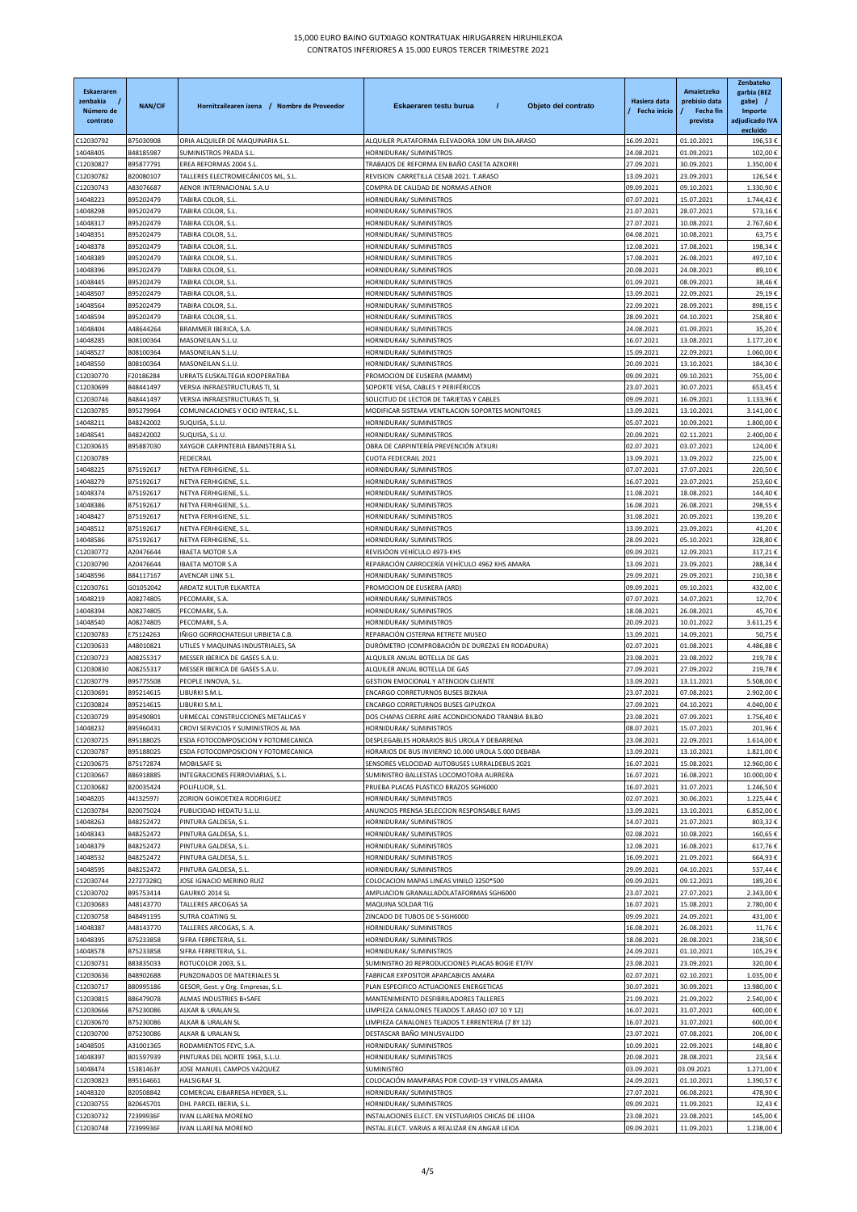# 15,000 EURO BAINO GUTXIAGO KONTRATUAK HIRUGARREN HIRUHILEKOA
## CONTRATOS INFERIORES A 15.000 EUROS TERCER TRIMESTRE 2021

| Eskaeraren zenbakia / Número de contrato | NAN/CIF | Hornitzailearen izena / Nombre de Proveedor | Eskaeraren testu burua / Objeto del contrato | Hasiera data / Fecha inicio | Amaietzeko prebisio data / Fecha fin prevista | Zenbateko garbia (BEZ gabe) / Importe adjudicado IVA excluido |
|---|---|---|---|---|---|---|
| C12030792 | B75030908 | ORIA ALQUILER DE MAQUINARIA S.L. | ALQUILER PLATAFORMA ELEVADORA 10M UN DIA.ARASO | 16.09.2021 | 01.10.2021 | 196,53 € |
| 14048405 | B48185987 | SUMINISTROS PRADA S.L. | HORNIDURAK/ SUMINISTROS | 24.08.2021 | 01.09.2021 | 102,00 € |
| C12030827 | B95877791 | EREA REFORMAS 2004 S.L. | TRABAJOS DE REFORMA EN BAÑO CASETA AZKORRI | 27.09.2021 | 30.09.2021 | 1.350,00 € |
| C12030782 | B20080107 | TALLERES ELECTROMECÁNICOS ML, S.L. | REVISION CARRETILLA CESAB 2021. T.ARASO | 13.09.2021 | 23.09.2021 | 126,54 € |
| C12030743 | A83076687 | AENOR INTERNACIONAL S.A.U | COMPRA DE CALIDAD DE NORMAS AENOR | 09.09.2021 | 09.10.2021 | 1.330,90 € |
| 14048223 | B95202479 | TABIRA COLOR, S.L. | HORNIDURAK/ SUMINISTROS | 07.07.2021 | 15.07.2021 | 1.744,42 € |
| 14048298 | B95202479 | TABIRA COLOR, S.L. | HORNIDURAK/ SUMINISTROS | 21.07.2021 | 28.07.2021 | 573,16 € |
| 14048317 | B95202479 | TABIRA COLOR, S.L. | HORNIDURAK/ SUMINISTROS | 27.07.2021 | 10.08.2021 | 2.767,60 € |
| 14048351 | B95202479 | TABIRA COLOR, S.L. | HORNIDURAK/ SUMINISTROS | 04.08.2021 | 10.08.2021 | 63,75 € |
| 14048378 | B95202479 | TABIRA COLOR, S.L. | HORNIDURAK/ SUMINISTROS | 12.08.2021 | 17.08.2021 | 198,34 € |
| 14048389 | B95202479 | TABIRA COLOR, S.L. | HORNIDURAK/ SUMINISTROS | 17.08.2021 | 26.08.2021 | 497,10 € |
| 14048396 | B95202479 | TABIRA COLOR, S.L. | HORNIDURAK/ SUMINISTROS | 20.08.2021 | 24.08.2021 | 89,10 € |
| 14048445 | B95202479 | TABIRA COLOR, S.L. | HORNIDURAK/ SUMINISTROS | 01.09.2021 | 08.09.2021 | 38,46 € |
| 14048507 | B95202479 | TABIRA COLOR, S.L. | HORNIDURAK/ SUMINISTROS | 13.09.2021 | 22.09.2021 | 29,19 € |
| 14048564 | B95202479 | TABIRA COLOR, S.L. | HORNIDURAK/ SUMINISTROS | 22.09.2021 | 28.09.2021 | 898,15 € |
| 14048594 | B95202479 | TABIRA COLOR, S.L. | HORNIDURAK/ SUMINISTROS | 28.09.2021 | 04.10.2021 | 258,80 € |
| 14048404 | A48644264 | BRAMMER IBERICA, S.A. | HORNIDURAK/ SUMINISTROS | 24.08.2021 | 01.09.2021 | 35,20 € |
| 14048285 | B08100364 | MASONEILAN S.L.U. | HORNIDURAK/ SUMINISTROS | 16.07.2021 | 13.08.2021 | 1.177,20 € |
| 14048527 | B08100364 | MASONEILAN S.L.U. | HORNIDURAK/ SUMINISTROS | 15.09.2021 | 22.09.2021 | 1.060,00 € |
| 14048550 | B08100364 | MASONEILAN S.L.U. | HORNIDURAK/ SUMINISTROS | 20.09.2021 | 13.10.2021 | 184,30 € |
| C12030770 | F20186284 | URRATS EUSKALTEGIA KOOPERATIBA | PROMOCION DE EUSKERA (MAMM) | 09.09.2021 | 09.10.2021 | 755,00 € |
| C12030699 | B48441497 | VERSIA INFRAESTRUCTURAS TI, SL | SOPORTE VESA, CABLES Y PERIFÉRICOS | 23.07.2021 | 30.07.2021 | 653,45 € |
| C12030746 | B48441497 | VERSIA INFRAESTRUCTURAS TI, SL | SOLICITUD DE LECTOR DE TARJETAS Y CABLES | 09.09.2021 | 16.09.2021 | 1.133,96 € |
| C12030785 | B95279964 | COMUNICACIONES Y OCIO INTERAC, S.L. | MODIFICAR SISTEMA VENTILACION SOPORTES MONITORES | 13.09.2021 | 13.10.2021 | 3.141,00 € |
| 14048211 | B48242002 | SUQUISA, S.L.U. | HORNIDURAK/ SUMINISTROS | 05.07.2021 | 10.09.2021 | 1.800,00 € |
| 14048541 | B48242002 | SUQUISA, S.L.U. | HORNIDURAK/ SUMINISTROS | 20.09.2021 | 02.11.2021 | 2.400,00 € |
| C12030635 | B95887030 | XAYGOR CARPINTERIA EBANISTERIA S.L | OBRA DE CARPINTERÍA PREVENCIÓN ATXURI | 02.07.2021 | 03.07.2021 | 124,00 € |
| C12030789 | | FEDECRAIL | CUOTA FEDECRAIL 2021 | 13.09.2021 | 13.09.2022 | 225,00 € |
| 14048225 | B75192617 | NETYA FERHIGIENE, S.L. | HORNIDURAK/ SUMINISTROS | 07.07.2021 | 17.07.2021 | 220,50 € |
| 14048279 | B75192617 | NETYA FERHIGIENE, S.L. | HORNIDURAK/ SUMINISTROS | 16.07.2021 | 23.07.2021 | 253,60 € |
| 14048374 | B75192617 | NETYA FERHIGIENE, S.L. | HORNIDURAK/ SUMINISTROS | 11.08.2021 | 18.08.2021 | 144,40 € |
| 14048386 | B75192617 | NETYA FERHIGIENE, S.L. | HORNIDURAK/ SUMINISTROS | 16.08.2021 | 26.08.2021 | 298,55 € |
| 14048427 | B75192617 | NETYA FERHIGIENE, S.L. | HORNIDURAK/ SUMINISTROS | 31.08.2021 | 20.09.2021 | 139,20 € |
| 14048512 | B75192617 | NETYA FERHIGIENE, S.L. | HORNIDURAK/ SUMINISTROS | 13.09.2021 | 23.09.2021 | 41,20 € |
| 14048586 | B75192617 | NETYA FERHIGIENE, S.L. | HORNIDURAK/ SUMINISTROS | 28.09.2021 | 05.10.2021 | 328,80 € |
| C12030772 | A20476644 | IBAETA MOTOR S.A | REVISIÓON VEHÍCULO 4973-KHS | 09.09.2021 | 12.09.2021 | 317,21 € |
| C12030790 | A20476644 | IBAETA MOTOR S.A | REPARACIÓN CARROCERÍA VEHÍCULO 4962 KHS AMARA | 13.09.2021 | 23.09.2021 | 288,34 € |
| 14048596 | B84117167 | AVENCAR LINK S.L. | HORNIDURAK/ SUMINISTROS | 29.09.2021 | 29.09.2021 | 210,38 € |
| C12030761 | G01052042 | ARDATZ KULTUR ELKARTEA | PROMOCION DE EUSKERA (ARD) | 09.09.2021 | 09.10.2021 | 432,00 € |
| 14048219 | A08274805 | PECOMARK, S.A. | HORNIDURAK/ SUMINISTROS | 07.07.2021 | 14.07.2021 | 12,70 € |
| 14048394 | A08274805 | PECOMARK, S.A. | HORNIDURAK/ SUMINISTROS | 18.08.2021 | 26.08.2021 | 45,70 € |
| 14048540 | A08274805 | PECOMARK, S.A. | HORNIDURAK/ SUMINISTROS | 20.09.2021 | 10.01.2022 | 3.611,25 € |
| C12030783 | E75124263 | IÑIGO GORROCHATEGUI URBIETA C.B. | REPARACIÓN CISTERNA RETRETE MUSEO | 13.09.2021 | 14.09.2021 | 50,75 € |
| C12030633 | A48010821 | UTILES Y MAQUINAS INDUSTRIALES, SA | DURÓMETRO (COMPROBACIÓN DE DUREZAS EN RODADURA) | 02.07.2021 | 01.08.2021 | 4.486,88 € |
| C12030723 | A08255317 | MESSER IBERICA DE GASES S.A.U. | ALQUILER ANUAL BOTELLA DE GAS | 23.08.2021 | 23.08.2022 | 219,78 € |
| C12030830 | A08255317 | MESSER IBERICA DE GASES S.A.U. | ALQUILER ANUAL BOTELLA DE GAS | 27.09.2021 | 27.09.2022 | 219,78 € |
| C12030779 | B95775508 | PEOPLE INNOVA, S.L. | GESTION EMOCIONAL Y ATENCION CLIENTE | 13.09.2021 | 13.11.2021 | 5.508,00 € |
| C12030691 | B95214615 | LIBURKI S.M.L. | ENCARGO CORRETURNOS BUSES BIZKAIA | 23.07.2021 | 07.08.2021 | 2.902,00 € |
| C12030824 | B95214615 | LIBURKI S.M.L. | ENCARGO CORRETURNOS BUSES GIPUZKOA | 27.09.2021 | 04.10.2021 | 4.040,00 € |
| C12030729 | B95490801 | URMECAL CONSTRUCCIONES METALICAS Y | DOS CHAPAS CIERRE AIRE ACONDICIONADO TRANBIA BILBO | 23.08.2021 | 07.09.2021 | 1.756,40 € |
| 14048232 | B95960431 | CROVI SERVICIOS Y SUMINISTROS AL MA | HORNIDURAK/ SUMINISTROS | 08.07.2021 | 15.07.2021 | 201,96 € |
| C12030725 | B95188025 | ESDA FOTOCOMPOSICION Y FOTOMECANICA | DESPLEGABLES HORARIOS BUS UROLA Y DEBARRENA | 23.08.2021 | 22.09.2021 | 1.614,00 € |
| C12030787 | B95188025 | ESDA FOTOCOMPOSICION Y FOTOMECANICA | HORARIOS DE BUS INVIERNO 10.000 UROLA 5.000 DEBABA | 13.09.2021 | 13.10.2021 | 1.821,00 € |
| C12030675 | B75172874 | MOBILSAFE SL | SENSORES VELOCIDAD AUTOBUSES LURRALDEBUS 2021 | 16.07.2021 | 15.08.2021 | 12.960,00 € |
| C12030667 | B86918885 | INTEGRACIONES FERROVIARIAS, S.L. | SUMINISTRO BALLESTAS LOCOMOTORA AURRERA | 16.07.2021 | 16.08.2021 | 10.000,00 € |
| C12030682 | B20035424 | POLIFLUOR, S.L. | PRUEBA PLACAS PLASTICO BRAZOS SGH6000 | 16.07.2021 | 31.07.2021 | 1.246,50 € |
| 14048205 | 44132597J | ZORION GOIKOETXEA RODRIGUEZ | HORNIDURAK/ SUMINISTROS | 02.07.2021 | 30.06.2021 | 1.225,44 € |
| C12030784 | B20075024 | PUBLICIDAD HEDATU S.L.U. | ANUNCIOS PRENSA SELECCION RESPONSABLE RAMS | 13.09.2021 | 13.10.2021 | 6.852,00 € |
| 14048263 | B48252472 | PINTURA GALDESA, S.L. | HORNIDURAK/ SUMINISTROS | 14.07.2021 | 21.07.2021 | 803,32 € |
| 14048343 | B48252472 | PINTURA GALDESA, S.L. | HORNIDURAK/ SUMINISTROS | 02.08.2021 | 10.08.2021 | 160,65 € |
| 14048379 | B48252472 | PINTURA GALDESA, S.L. | HORNIDURAK/ SUMINISTROS | 12.08.2021 | 16.08.2021 | 617,76 € |
| 14048532 | B48252472 | PINTURA GALDESA, S.L. | HORNIDURAK/ SUMINISTROS | 16.09.2021 | 21.09.2021 | 664,93 € |
| 14048595 | B48252472 | PINTURA GALDESA, S.L. | HORNIDURAK/ SUMINISTROS | 29.09.2021 | 04.10.2021 | 537,44 € |
| C12030744 | 22727328Q | JOSE IGNACIO MERINO RUIZ | COLOCACION MAPAS LINEAS VINILO 3250*500 | 09.09.2021 | 09.12.2021 | 189,20 € |
| C12030702 | B95753414 | GAURKO 2014 SL | AMPLIACION GRANALLADOLATAFORMAS SGH6000 | 23.07.2021 | 27.07.2021 | 2.343,00 € |
| C12030683 | A48143770 | TALLERES ARCOGAS SA | MAQUINA SOLDAR TIG | 16.07.2021 | 15.08.2021 | 2.780,00 € |
| C12030758 | B48491195 | SUTRA COATING SL | ZINCADO DE TUBOS DE S-SGH6000 | 09.09.2021 | 24.09.2021 | 431,00 € |
| 14048387 | A48143770 | TALLERES ARCOGAS, S. A. | HORNIDURAK/ SUMINISTROS | 16.08.2021 | 26.08.2021 | 11,76 € |
| 14048395 | B75233858 | SIFRA FERRETERIA, S.L. | HORNIDURAK/ SUMINISTROS | 18.08.2021 | 28.08.2021 | 238,50 € |
| 14048578 | B75233858 | SIFRA FERRETERIA, S.L. | HORNIDURAK/ SUMINISTROS | 24.09.2021 | 01.10.2021 | 105,29 € |
| C12030731 | B83835033 | ROTUCOLOR 2003, S.L. | SUMINISTRO 20 REPRODUCCIONES PLACAS BOGIE ET/FV | 23.08.2021 | 23.09.2021 | 320,00 € |
| C12030636 | B48902688 | PUNZONADOS DE MATERIALES SL | FABRICAR EXPOSITOR APARCABICIS AMARA | 02.07.2021 | 02.10.2021 | 1.035,00 € |
| C12030717 | B80995186 | GESOR, Gest. y Org. Empresas, S.L. | PLAN ESPECIFICO ACTUACIONES ENERGETICAS | 30.07.2021 | 30.09.2021 | 13.980,00 € |
| C12030815 | B86479078 | ALMAS INDUSTRIES B+SAFE | MANTENIMIENTO DESFIBRILADORES TALLERES | 21.09.2021 | 21.09.2022 | 2.540,00 € |
| C12030666 | B75230086 | ALKAR & URALAN SL | LIMPIEZA CANALONES TEJADOS T.ARASO (07 10 Y 12) | 16.07.2021 | 31.07.2021 | 600,00 € |
| C12030670 | B75230086 | ALKAR & URALAN SL | LIMPIEZA CANALONES TEJADOS T.ERRENTERIA (7 8Y 12) | 16.07.2021 | 31.07.2021 | 600,00 € |
| C12030700 | B75230086 | ALKAR & URALAN SL | DESTASCAR BAÑO MINUSVALIDO | 23.07.2021 | 07.08.2021 | 206,00 € |
| 14048505 | A31001365 | RODAMIENTOS FEYC, S.A. | HORNIDURAK/ SUMINISTROS | 10.09.2021 | 22.09.2021 | 148,80 € |
| 14048397 | B01597939 | PINTURAS DEL NORTE 1963, S.L.U. | HORNIDURAK/ SUMINISTROS | 20.08.2021 | 28.08.2021 | 23,56 € |
| 14048474 | 15381463Y | JOSE MANUEL CAMPOS VAZQUEZ | SUMINISTRO | 03.09.2021 | 03.09.2021 | 1.271,00 € |
| C12030823 | B95164661 | HALSIGRAF SL | COLOCACIÓN MAMPARAS POR COVID-19 Y VINILOS AMARA | 24.09.2021 | 01.10.2021 | 1.390,57 € |
| 14048320 | B20508842 | COMERCIAL EIBARRESA HEYBER, S.L. | HORNIDURAK/ SUMINISTROS | 27.07.2021 | 06.08.2021 | 478,90 € |
| C12030755 | B20645701 | DHL PARCEL IBERIA, S.L. | HORNIDURAK/ SUMINISTROS | 09.09.2021 | 11.09.2021 | 32,43 € |
| C12030732 | 72399936F | IVAN LLARENA MORENO | INSTALACIONES ELECT. EN VESTUARIOS CHICAS DE LEIOA | 23.08.2021 | 23.08.2021 | 145,00 € |
| C12030748 | 72399936F | IVAN LLARENA MORENO | INSTAL.ELECT. VARIAS A REALIZAR EN ANGAR LEIOA | 09.09.2021 | 11.09.2021 | 1.238,00 € |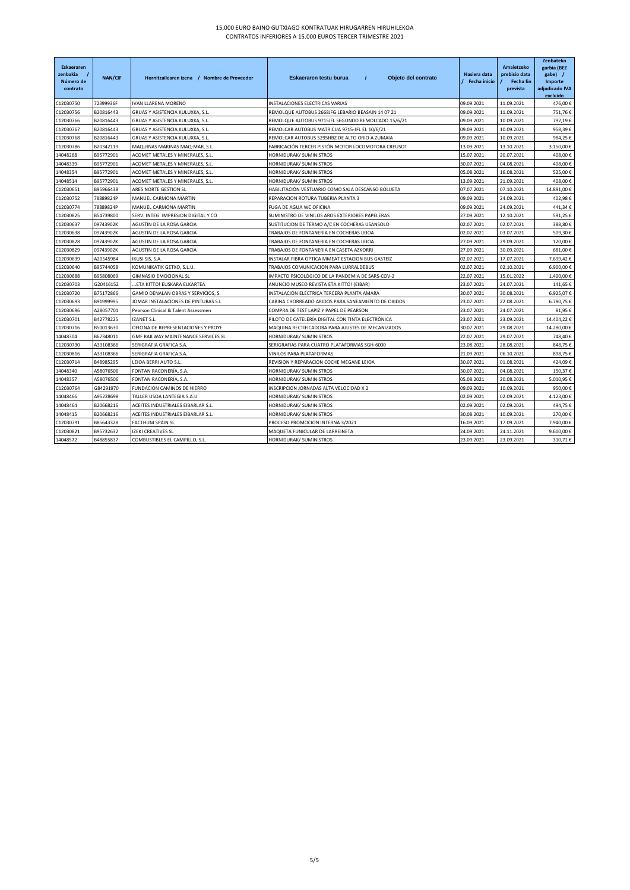15,000 EURO BAINO GUTXIAGO KONTRATUAK HIRUGARREN HIRUHILEKOA
CONTRATOS INFERIORES A 15.000 EUROS TERCER TRIMESTRE 2021

| Eskaeraren zenbakia / Número de contrato | NAN/CIF | Hornitzailearen izena / Nombre de Proveedor | Eskaeraren testu burua / Objeto del contrato | Hasiera data / Fecha inicio | Amaietzeko prebisio data / Fecha fin prevista | Zenbateko garbia (BEZ gabe) / Importe adjudicado IVA excluido |
|---|---|---|---|---|---|---|
| C12030750 | 72399936F | IVAN LLARENA MORENO | INSTALACIONES ELECTRICAS VARIAS | 09.09.2021 | 11.09.2021 | 476,00 € |
| C12030756 | B20816443 | GRUAS Y ASISTENCIA KULUXKA, S.L. | REMOLQUE AUTOBUS 2668JFG LEBARIO BEASAIN 14 07 21 | 09.09.2021 | 11.09.2021 | 751,76 € |
| C12030766 | B20816443 | GRUAS Y ASISTENCIA KULUXKA, S.L. | REMOLQUE AUTOBUS 9715JFL SEGUNDO REMOLCADO 15/6/21 | 09.09.2021 | 10.09.2021 | 792,19 € |
| C12030767 | B20816443 | GRUAS Y ASISTENCIA KULUXKA, S.L. | REMOLCAR AUTOBUS MATRICUA 9715-JFL EL 10/6/21 | 09.09.2021 | 10.09.2021 | 958,39 € |
| C12030768 | B20816443 | GRUAS Y ASISTENCIA KULUXKA, S.L. | REMOLCAR AUTOBUS 5295HBZ DE ALTO ORIO A ZUMAIA | 09.09.2021 | 10.09.2021 | 984,25 € |
| C12030786 | B20342119 | MAQUINAS MARINAS MAQ-MAR, S.L. | FABRICACIÓN TERCER PISTÓN MOTOR LOCOMOTORA CREUSOT | 13.09.2021 | 13.10.2021 | 3.150,00 € |
| 14048268 | B95772901 | ACOMET METALES Y MINERALES, S.L. | HORNIDURAK/ SUMINISTROS | 15.07.2021 | 20.07.2021 | 408,00 € |
| 14048339 | B95772901 | ACOMET METALES Y MINERALES, S.L. | HORNIDURAK/ SUMINISTROS | 30.07.2021 | 04.08.2021 | 408,00 € |
| 14048354 | B95772901 | ACOMET METALES Y MINERALES, S.L. | HORNIDURAK/ SUMINISTROS | 05.08.2021 | 16.08.2021 | 525,00 € |
| 14048514 | B95772901 | ACOMET METALES Y MINERALES, S.L. | HORNIDURAK/ SUMINISTROS | 13.09.2021 | 21.09.2021 | 408,00 € |
| C12030651 | B95966438 | ARES NORTE GESTION SL | HABILITACIÓN VESTUARIO COMO SALA DESCANSO BOLUETA | 07.07.2021 | 07.10.2021 | 14.891,00 € |
| C12030752 | 78889824P | MANUEL CARMONA MARTIN | REPARACION ROTURA TUBERIA PLANTA 3 | 09.09.2021 | 24.09.2021 | 402,98 € |
| C12030774 | 78889824P | MANUEL CARMONA MARTIN | FUGA DE AGUA WC OFICINA | 09.09.2021 | 24.09.2021 | 441,34 € |
| C12030825 | B54739800 | SERV. INTEG. IMPRESION DIGITAL Y CO | SUMINISTRO DE VINILOS AROS EXTERIORES PAPELERAS | 27.09.2021 | 12.10.2021 | 591,25 € |
| C12030637 | 09743902K | AGUSTIN DE LA ROSA GARCIA | SUSTITUCION DE TERMO A/C EN COCHERAS USANSOLO | 02.07.2021 | 02.07.2021 | 388,80 € |
| C12030638 | 09743902K | AGUSTIN DE LA ROSA GARCIA | TRABAJOS DE FONTANERIA EN COCHERAS LEIOA | 02.07.2021 | 03.07.2021 | 509,30 € |
| C12030828 | 09743902K | AGUSTIN DE LA ROSA GARCIA | TRABAJOS DE FONTANERIA EN COCHERAS LEIOA | 27.09.2021 | 29.09.2021 | 120,00 € |
| C12030829 | 09743902K | AGUSTIN DE LA ROSA GARCIA | TRABAJOS DE FONTANERIA EN CASETA AZKORRI | 27.09.2021 | 30.09.2021 | 681,00 € |
| C12030639 | A20545984 | IKUSI SIS, S.A. | INSTALAR FIBRA OPTICA MMEAT ESTACION BUS GASTEIZ | 02.07.2021 | 17.07.2021 | 7.699,42 € |
| C12030640 | B95744058 | KOMUNIKATIK GETXO, S.L.U. | TRABAJOS COMUNICACION PARA LURRALDEBUS | 02.07.2021 | 02.10.2021 | 6.900,00 € |
| C12030688 | B95808069 | GIMNASIO EMOCIONAL SL | IMPACTO PSICOLÓGICO DE LA PANDEMIA DE SARS-COV-2 | 22.07.2021 | 15.01.2022 | 1.400,00 € |
| C12030703 | G20416152 | ...ETA KITTO! EUSKARA ELKARTEA | ANUNCIO MUSEO REVISTA ETA KITTO! (EIBAR) | 23.07.2021 | 24.07.2021 | 141,65 € |
| C12030720 | B75172866 | GAMIO DENALAN OBRAS Y SERVICIOS, S. | INSTALACIÓN ELÉCTRICA TERCERA PLANTA AMARA | 30.07.2021 | 30.08.2021 | 6.925,07 € |
| C12030693 | B91999995 | JOMAR INSTALACIONES DE PINTURAS S.L | CABINA CHORREADO ARIDOS PARA SANEAMIENTO DE OXIDOS | 23.07.2021 | 22.08.2021 | 6.780,75 € |
| C12030696 | A28057701 | Pearson Clinical & Talent Assessmen | COMPRA DE TEST LAPIZ Y PAPEL DE PEARSON | 23.07.2021 | 24.07.2021 | 81,95 € |
| C12030701 | B42778225 | IZANET S.L. | PILOTO DE CATELERÍA DIGITAL CON TINTA ELECTRÓNICA | 23.07.2021 | 23.09.2021 | 14.404,22 € |
| C12030716 | B50013630 | OFICINA DE REPRESENTACIONES Y PROYE | MAQUINA RECTIFICADORA PARA AJUSTES DE MECANIZADOS | 30.07.2021 | 29.08.2021 | 14.280,00 € |
| 14048304 | B67348011 | GMF RAILWAY MAINTENANCE SERVICES SL | HORNIDURAK/ SUMINISTROS | 22.07.2021 | 29.07.2021 | 748,40 € |
| C12030730 | A33108366 | SERIGRAFIA GRAFICA S.A. | SERIGRAFIAS PARA CUATRO PLATAFORMAS SGH-6000 | 23.08.2021 | 28.08.2021 | 848,75 € |
| C12030816 | A33108366 | SERIGRAFIA GRAFICA S.A. | VINILOS PARA PLATAFORMAS | 21.09.2021 | 06.10.2021 | 898,75 € |
| C12030714 | B48985295 | LEIOA BERRI AUTO S.L. | REVISION Y REPARACION COCHE MEGANE LEIOA | 30.07.2021 | 01.08.2021 | 424,09 € |
| 14048340 | A58076506 | FONTAN RACONERÍA, S.A. | HORNIDURAK/ SUMINISTROS | 30.07.2021 | 04.08.2021 | 150,37 € |
| 14048357 | A58076506 | FONTAN RACONERÍA, S.A. | HORNIDURAK/ SUMINISTROS | 05.08.2021 | 20.08.2021 | 5.010,95 € |
| C12030764 | G84291970 | FUNDACION CAMINOS DE HIERRO | INSCRIPCION JORNADAS ALTA VELOCIDAD X 2 | 09.09.2021 | 10.09.2021 | 950,00 € |
| 14048466 | A95228698 | TALLER USOA LANTEGIA S.A.U | HORNIDURAK/ SUMINISTROS | 02.09.2021 | 02.09.2021 | 4.123,00 € |
| 14048464 | B20668216 | ACEITES INDUSTRIALES EIBARLAR S.L. | HORNIDURAK/ SUMINISTROS | 02.09.2021 | 02.09.2021 | 494,75 € |
| 14048415 | B20668216 | ACEITES INDUSTRIALES EIBARLAR S.L. | HORNIDURAK/ SUMINISTROS | 30.08.2021 | 10.09.2021 | 270,00 € |
| C12030791 | B85643328 | FACTHUM SPAIN SL | PROCESO PROMOCION INTERNA 3/2021 | 16.09.2021 | 17.09.2021 | 7.940,00 € |
| C12030821 | B95732632 | IZEKI CREATIVES SL | MAQUETA FUNICULAR DE LARREINETA | 24.09.2021 | 24.11.2021 | 9.600,00 € |
| 14048572 | B48855837 | COMBUSTIBLES EL CAMPILLO, S.L. | HORNIDURAK/ SUMINISTROS | 23.09.2021 | 23.09.2021 | 310,71 € |